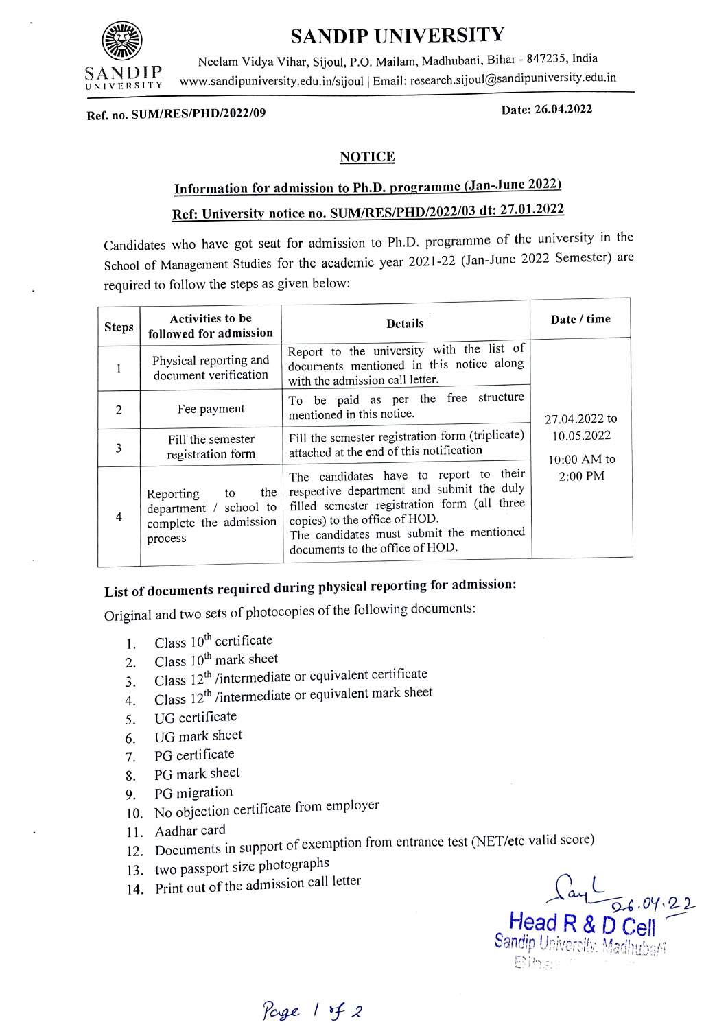# SANDIP UNIVERSITY

Neelam Vidya Vihar, Sijoul, P.O. Mailam, Madhubani, Bihar - 847235, India
www.sandipuniversity.edu.in/sijoul | Email: research.sijoul@sandipuniversity.edu.in

**Ref. no. SUM/RES/PHD/2022/09** **Date: 26.04.2022**

## NOTICE

### Information for admission to Ph.D. programme (Jan-June 2022)

### Ref: University notice no. SUM/RES/PHD/2022/03 dt: 27.01.2022

Candidates who have got seat for admission to Ph.D. programme of the university in the School of Management Studies for the academic year 2021-22 (Jan-June 2022 Semester) are required to follow the steps as given below:

| Steps | Activities to be followed for admission | Details | Date / time |
|---|---|---|---|
| 1 | Physical reporting and document verification | Report to the university with the list of documents mentioned in this notice along with the admission call letter. | 27.04.2022 to 10.05.2022<br>10:00 AM to 2:00 PM |
| 2 | Fee payment | To be paid as per the free structure mentioned in this notice. | |
| 3 | Fill the semester registration form | Fill the semester registration form (triplicate) attached at the end of this notification | |
| 4 | Reporting to the department / school to complete the admission process | The candidates have to report to their respective department and submit the duly filled semester registration form (all three copies) to the office of HOD.<br>The candidates must submit the mentioned documents to the office of HOD. | |

**List of documents required during physical reporting for admission:**

Original and two sets of photocopies of the following documents:

1. Class 10th certificate
2. Class 10th mark sheet
3. Class 12th /intermediate or equivalent certificate
4. Class 12th /intermediate or equivalent mark sheet
5. UG certificate
6. UG mark sheet
7. PG certificate
8. PG mark sheet
9. PG migration
10. No objection certificate from employer
11. Aadhar card
12. Documents in support of exemption from entrance test (NET/etc valid score)
13. two passport size photographs
14. Print out of the admission call letter

26.04.22
Head R & D Cell
Sandip University, Madhubani
Bihar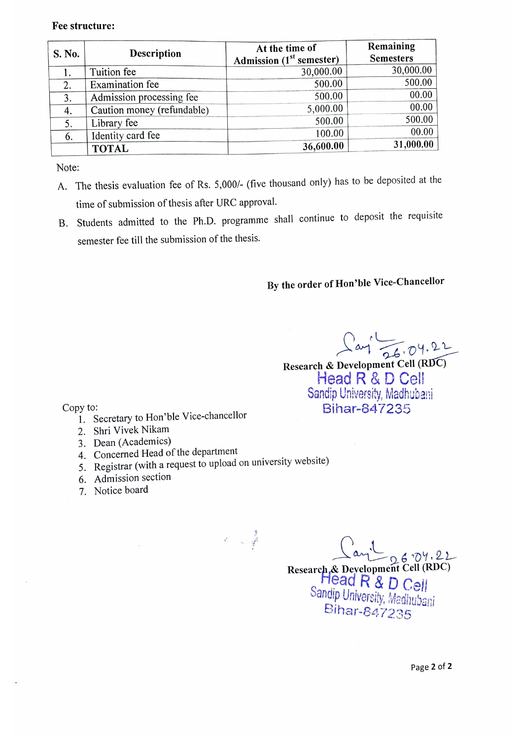**Fee structure:**

| S. No. | Description | At the time of Admission (1st semester) | Remaining Semesters |
|---|---|---|---|
| 1. | Tuition fee | 30,000.00 | 30,000.00 |
| 2. | Examination fee | 500.00 | 500.00 |
| 3. | Admission processing fee | 500.00 | 00.00 |
| 4. | Caution money (refundable) | 5,000.00 | 00.00 |
| 5. | Library fee | 500.00 | 500.00 |
| 6. | Identity card fee | 100.00 | 00.00 |
| | **TOTAL** | **36,600.00** | **31,000.00** |

Note:

A. The thesis evaluation fee of Rs. 5,000/- (five thousand only) has to be deposited at the time of submission of thesis after URC approval.

B. Students admitted to the Ph.D. programme shall continue to deposit the requisite semester fee till the submission of the thesis.

**By the order of Hon'ble Vice-Chancellor**

26.04.22

**Research & Development Cell (RDC)**

Head R & D Cell
Sandip University, Madhubani
Bihar-847235

Copy to:

1. Secretary to Hon'ble Vice-chancellor
2. Shri Vivek Nikam
3. Dean (Academics)
4. Concerned Head of the department
5. Registrar (with a request to upload on university website)
6. Admission section
7. Notice board

26.04.22

**Research & Development Cell (RDC)**

Head R & D Cell
Sandip University, Madhubani
Bihar-847235